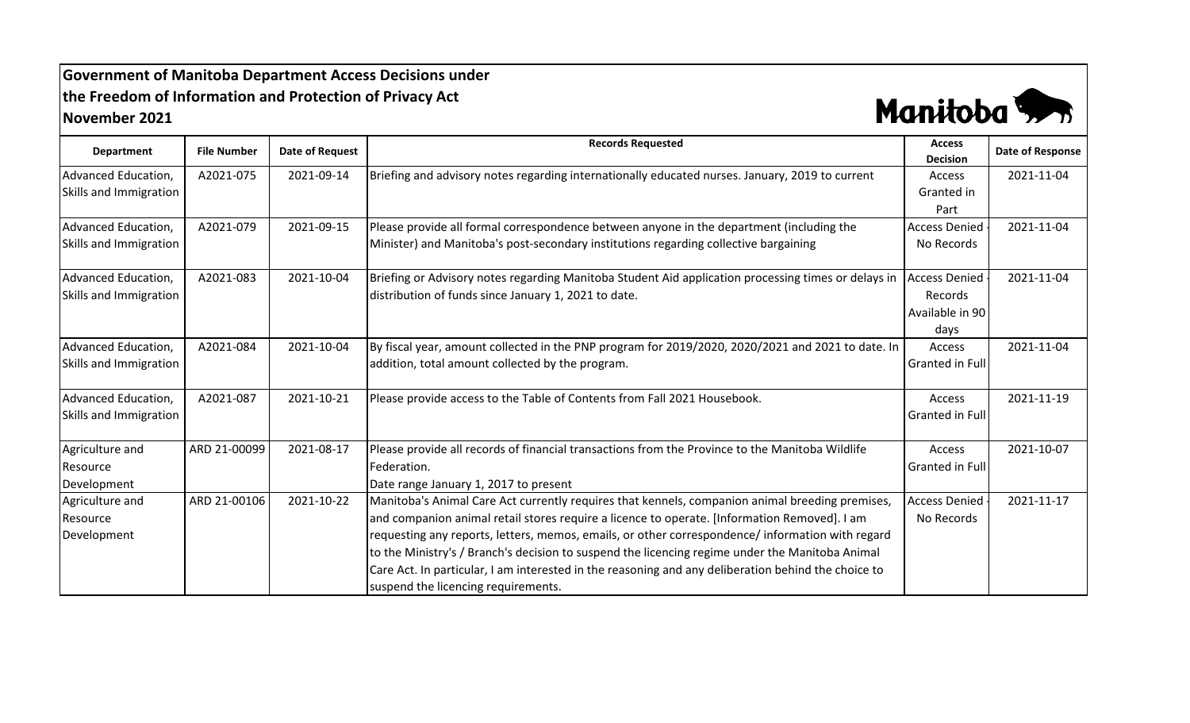# Government of Manitoba Department Access Decisions under the Freedom of Information and Protection of Privacy Act

## November 2021

| Department | File Number | Date of Request | Records Requested | Access Decision | Date of Response |
|---|---|---|---|---|---|
| Advanced Education, Skills and Immigration | A2021-075 | 2021-09-14 | Briefing and advisory notes regarding internationally educated nurses. January, 2019 to current | Access Granted in Part | 2021-11-04 |
| Advanced Education, Skills and Immigration | A2021-079 | 2021-09-15 | Please provide all formal correspondence between anyone in the department (including the Minister) and Manitoba's post-secondary institutions regarding collective bargaining | Access Denied - No Records | 2021-11-04 |
| Advanced Education, Skills and Immigration | A2021-083 | 2021-10-04 | Briefing or Advisory notes regarding Manitoba Student Aid application processing times or delays in distribution of funds since January 1, 2021 to date. | Access Denied - Records Available in 90 days | 2021-11-04 |
| Advanced Education, Skills and Immigration | A2021-084 | 2021-10-04 | By fiscal year, amount collected in the PNP program for 2019/2020, 2020/2021 and 2021 to date. In addition, total amount collected by the program. | Access Granted in Full | 2021-11-04 |
| Advanced Education, Skills and Immigration | A2021-087 | 2021-10-21 | Please provide access to the Table of Contents from Fall 2021 Housebook. | Access Granted in Full | 2021-11-19 |
| Agriculture and Resource Development | ARD 21-00099 | 2021-08-17 | Please provide all records of financial transactions from the Province to the Manitoba Wildlife Federation.<br>Date range January 1, 2017 to present | Access Granted in Full | 2021-10-07 |
| Agriculture and Resource Development | ARD 21-00106 | 2021-10-22 | Manitoba's Animal Care Act currently requires that kennels, companion animal breeding premises, and companion animal retail stores require a licence to operate. [Information Removed]. I am requesting any reports, letters, memos, emails, or other correspondence/ information with regard to the Ministry's / Branch's decision to suspend the licencing regime under the Manitoba Animal Care Act. In particular, I am interested in the reasoning and any deliberation behind the choice to suspend the licencing requirements. | Access Denied - No Records | 2021-11-17 |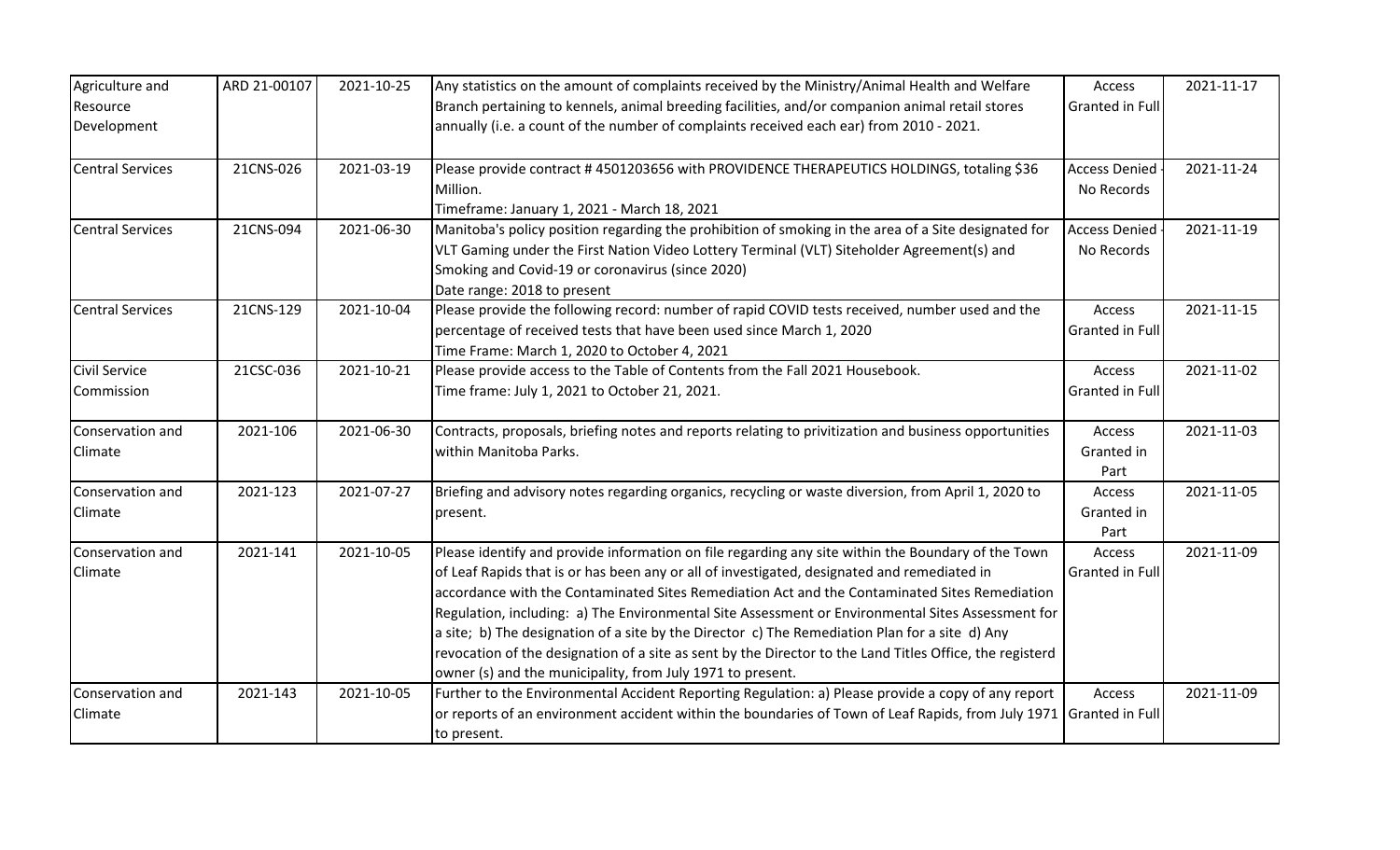| Agriculture and Resource Development | ARD 21-00107 | 2021-10-25 | Any statistics on the amount of complaints received by the Ministry/Animal Health and Welfare Branch pertaining to kennels, animal breeding facilities, and/or companion animal retail stores annually (i.e. a count of the number of complaints received each ear) from 2010 - 2021. | Access Granted in Full | 2021-11-17 |
|---|---|---|---|---|---|
| Central Services | 21CNS-026 | 2021-03-19 | Please provide contract # 4501203656 with PROVIDENCE THERAPEUTICS HOLDINGS, totaling $36 Million.<br>Timeframe: January 1, 2021 - March 18, 2021 | Access Denied - No Records | 2021-11-24 |
| Central Services | 21CNS-094 | 2021-06-30 | Manitoba's policy position regarding the prohibition of smoking in the area of a Site designated for VLT Gaming under the First Nation Video Lottery Terminal (VLT) Siteholder Agreement(s) and Smoking and Covid-19 or coronavirus (since 2020)<br>Date range: 2018 to present | Access Denied - No Records | 2021-11-19 |
| Central Services | 21CNS-129 | 2021-10-04 | Please provide the following record: number of rapid COVID tests received, number used and the percentage of received tests that have been used since March 1, 2020<br>Time Frame: March 1, 2020 to October 4, 2021 | Access Granted in Full | 2021-11-15 |
| Civil Service Commission | 21CSC-036 | 2021-10-21 | Please provide access to the Table of Contents from the Fall 2021 Housebook.<br>Time frame: July 1, 2021 to October 21, 2021. | Access Granted in Full | 2021-11-02 |
| Conservation and Climate | 2021-106 | 2021-06-30 | Contracts, proposals, briefing notes and reports relating to privitization and business opportunities within Manitoba Parks. | Access Granted in Part | 2021-11-03 |
| Conservation and Climate | 2021-123 | 2021-07-27 | Briefing and advisory notes regarding organics, recycling or waste diversion, from April 1, 2020 to present. | Access Granted in Part | 2021-11-05 |
| Conservation and Climate | 2021-141 | 2021-10-05 | Please identify and provide information on file regarding any site within the Boundary of the Town of Leaf Rapids that is or has been any or all of investigated, designated and remediated in accordance with the Contaminated Sites Remediation Act and the Contaminated Sites Remediation Regulation, including: a) The Environmental Site Assessment or Environmental Sites Assessment for a site; b) The designation of a site by the Director c) The Remediation Plan for a site d) Any revocation of the designation of a site as sent by the Director to the Land Titles Office, the registerd owner (s) and the municipality, from July 1971 to present. | Access Granted in Full | 2021-11-09 |
| Conservation and Climate | 2021-143 | 2021-10-05 | Further to the Environmental Accident Reporting Regulation: a) Please provide a copy of any report or reports of an environment accident within the boundaries of Town of Leaf Rapids, from July 1971 to present. | Access Granted in Full | 2021-11-09 |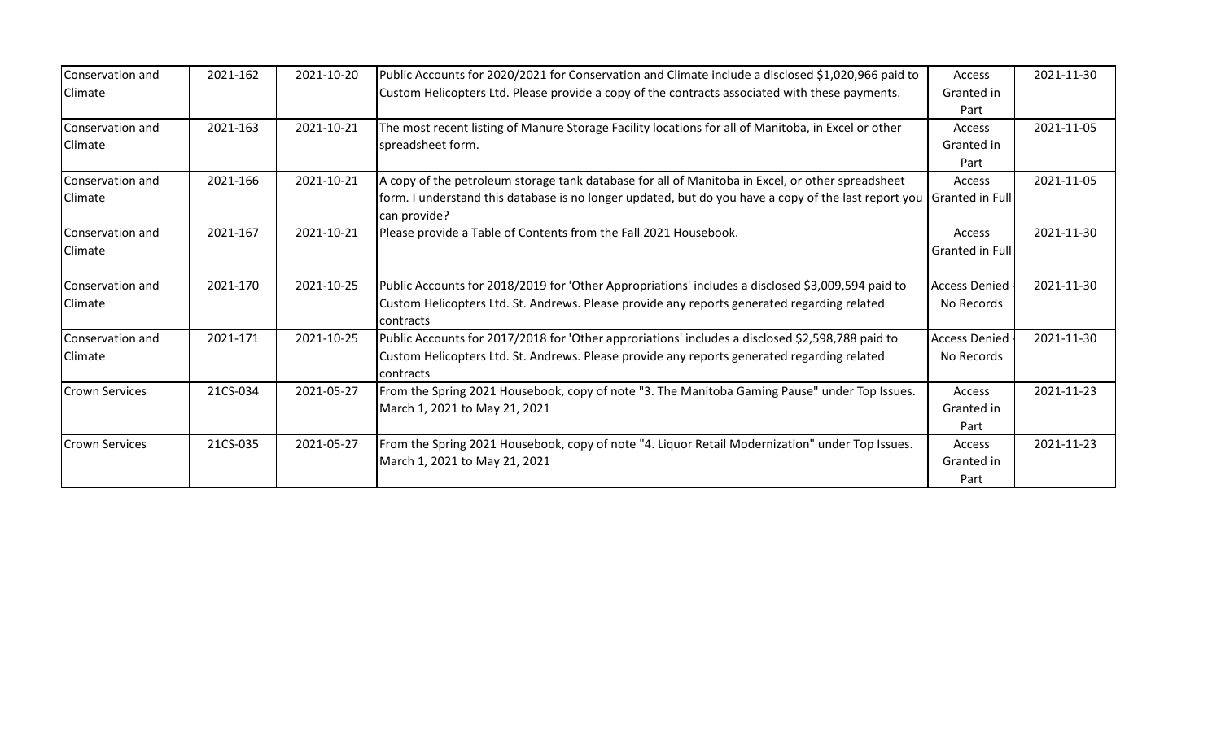| Conservation and Climate | 2021-162 | 2021-10-20 | Public Accounts for 2020/2021 for Conservation and Climate include a disclosed $1,020,966 paid to Custom Helicopters Ltd. Please provide a copy of the contracts associated with these payments. | Access Granted in Part | 2021-11-30 |
|---|---|---|---|---|---|
| Conservation and Climate | 2021-163 | 2021-10-21 | The most recent listing of Manure Storage Facility locations for all of Manitoba, in Excel or other spreadsheet form. | Access Granted in Part | 2021-11-05 |
| Conservation and Climate | 2021-166 | 2021-10-21 | A copy of the petroleum storage tank database for all of Manitoba in Excel, or other spreadsheet form. I understand this database is no longer updated, but do you have a copy of the last report you can provide? | Access Granted in Full | 2021-11-05 |
| Conservation and Climate | 2021-167 | 2021-10-21 | Please provide a Table of Contents from the Fall 2021 Housebook. | Access Granted in Full | 2021-11-30 |
| Conservation and Climate | 2021-170 | 2021-10-25 | Public Accounts for 2018/2019 for 'Other Appropriations' includes a disclosed $3,009,594 paid to Custom Helicopters Ltd. St. Andrews. Please provide any reports generated regarding related contracts | Access Denied - No Records | 2021-11-30 |
| Conservation and Climate | 2021-171 | 2021-10-25 | Public Accounts for 2017/2018 for 'Other approriations' includes a disclosed $2,598,788 paid to Custom Helicopters Ltd. St. Andrews. Please provide any reports generated regarding related contracts | Access Denied - No Records | 2021-11-30 |
| Crown Services | 21CS-034 | 2021-05-27 | From the Spring 2021 Housebook, copy of note "3. The Manitoba Gaming Pause" under Top Issues. March 1, 2021 to May 21, 2021 | Access Granted in Part | 2021-11-23 |
| Crown Services | 21CS-035 | 2021-05-27 | From the Spring 2021 Housebook, copy of note "4. Liquor Retail Modernization" under Top Issues. March 1, 2021 to May 21, 2021 | Access Granted in Part | 2021-11-23 |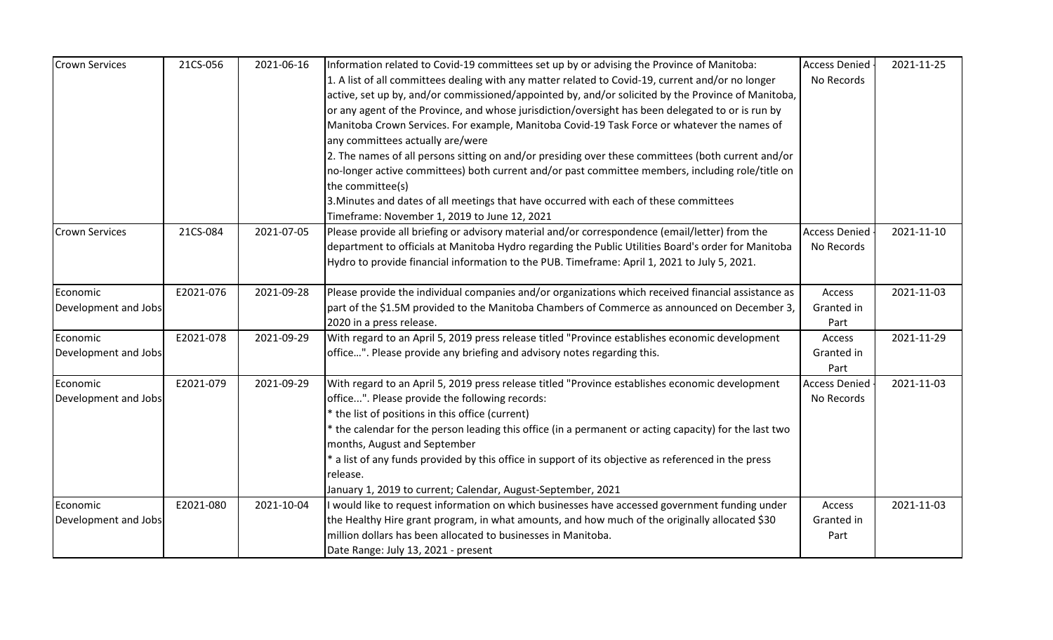| Crown Services | 21CS-056 | 2021-06-16 | Information related to Covid-19 committees set up by or advising the Province of Manitoba:<br>1. A list of all committees dealing with any matter related to Covid-19, current and/or no longer active, set up by, and/or commissioned/appointed by, and/or solicited by the Province of Manitoba, or any agent of the Province, and whose jurisdiction/oversight has been delegated to or is run by Manitoba Crown Services. For example, Manitoba Covid-19 Task Force or whatever the names of any committees actually are/were<br>2. The names of all persons sitting on and/or presiding over these committees (both current and/or no-longer active committees) both current and/or past committee members, including role/title on the committee(s)<br>3.Minutes and dates of all meetings that have occurred with each of these committees<br>Timeframe: November 1, 2019 to June 12, 2021 | Access Denied - No Records | 2021-11-25 |
|---|---|---|---|---|---|
| Crown Services | 21CS-084 | 2021-07-05 | Please provide all briefing or advisory material and/or correspondence (email/letter) from the department to officials at Manitoba Hydro regarding the Public Utilities Board's order for Manitoba Hydro to provide financial information to the PUB. Timeframe: April 1, 2021 to July 5, 2021. | Access Denied - No Records | 2021-11-10 |
| Economic Development and Jobs | E2021-076 | 2021-09-28 | Please provide the individual companies and/or organizations which received financial assistance as part of the $1.5M provided to the Manitoba Chambers of Commerce as announced on December 3, 2020 in a press release. | Access Granted in Part | 2021-11-03 |
| Economic Development and Jobs | E2021-078 | 2021-09-29 | With regard to an April 5, 2019 press release titled "Province establishes economic development office…". Please provide any briefing and advisory notes regarding this. | Access Granted in Part | 2021-11-29 |
| Economic Development and Jobs | E2021-079 | 2021-09-29 | With regard to an April 5, 2019 press release titled "Province establishes economic development office...". Please provide the following records:<br>* the list of positions in this office (current)<br>* the calendar for the person leading this office (in a permanent or acting capacity) for the last two months, August and September<br>* a list of any funds provided by this office in support of its objective as referenced in the press release.<br>January 1, 2019 to current; Calendar, August-September, 2021 | Access Denied - No Records | 2021-11-03 |
| Economic Development and Jobs | E2021-080 | 2021-10-04 | I would like to request information on which businesses have accessed government funding under the Healthy Hire grant program, in what amounts, and how much of the originally allocated $30 million dollars has been allocated to businesses in Manitoba.<br>Date Range: July 13, 2021 - present | Access Granted in Part | 2021-11-03 |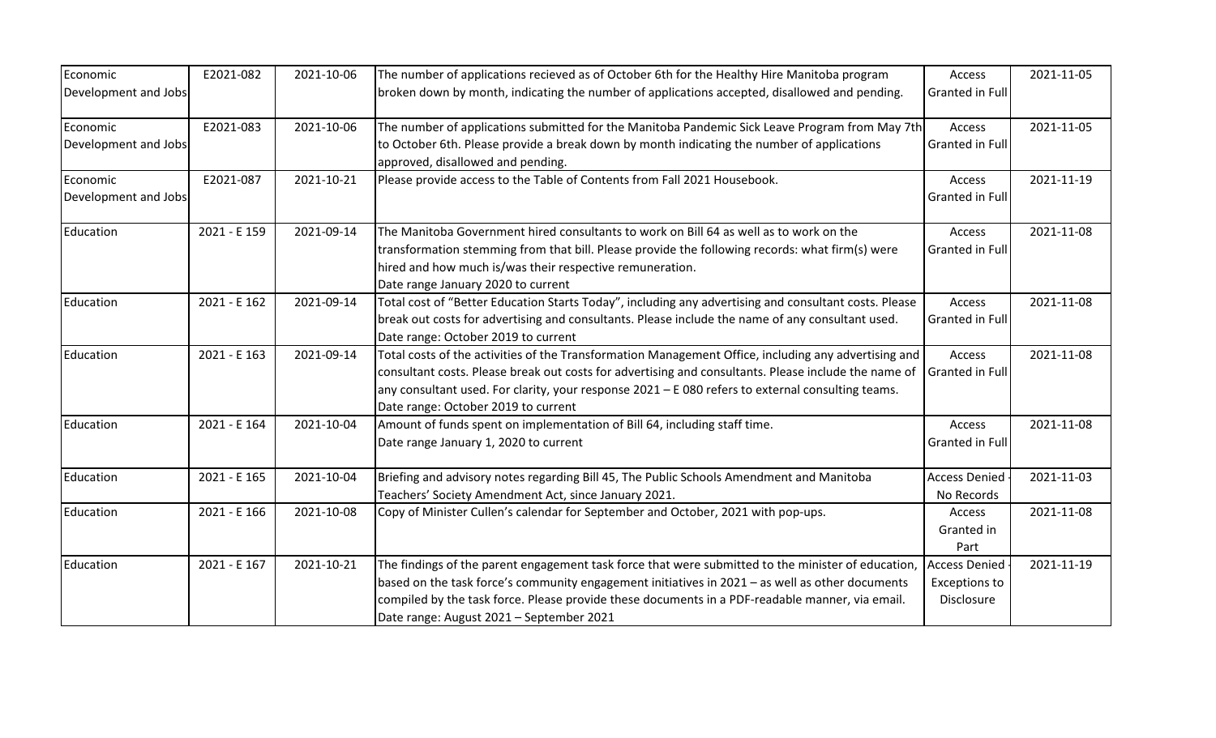| Economic Development and Jobs | E2021-082 | 2021-10-06 | The number of applications recieved as of October 6th for the Healthy Hire Manitoba program broken down by month, indicating the number of applications accepted, disallowed and pending. | Access Granted in Full | 2021-11-05 |
|---|---|---|---|---|---|
| Economic Development and Jobs | E2021-083 | 2021-10-06 | The number of applications submitted for the Manitoba Pandemic Sick Leave Program from May 7th to October 6th. Please provide a break down by month indicating the number of applications approved, disallowed and pending. | Access Granted in Full | 2021-11-05 |
| Economic Development and Jobs | E2021-087 | 2021-10-21 | Please provide access to the Table of Contents from Fall 2021 Housebook. | Access Granted in Full | 2021-11-19 |
| Education | 2021 - E 159 | 2021-09-14 | The Manitoba Government hired consultants to work on Bill 64 as well as to work on the transformation stemming from that bill. Please provide the following records: what firm(s) were hired and how much is/was their respective remuneration.<br>Date range January 2020 to current | Access Granted in Full | 2021-11-08 |
| Education | 2021 - E 162 | 2021-09-14 | Total cost of "Better Education Starts Today", including any advertising and consultant costs. Please break out costs for advertising and consultants. Please include the name of any consultant used.<br>Date range: October 2019 to current | Access Granted in Full | 2021-11-08 |
| Education | 2021 - E 163 | 2021-09-14 | Total costs of the activities of the Transformation Management Office, including any advertising and consultant costs. Please break out costs for advertising and consultants. Please include the name of any consultant used. For clarity, your response 2021 – E 080 refers to external consulting teams.<br>Date range: October 2019 to current | Access Granted in Full | 2021-11-08 |
| Education | 2021 - E 164 | 2021-10-04 | Amount of funds spent on implementation of Bill 64, including staff time.<br>Date range January 1, 2020 to current | Access Granted in Full | 2021-11-08 |
| Education | 2021 - E 165 | 2021-10-04 | Briefing and advisory notes regarding Bill 45, The Public Schools Amendment and Manitoba Teachers' Society Amendment Act, since January 2021. | Access Denied - No Records | 2021-11-03 |
| Education | 2021 - E 166 | 2021-10-08 | Copy of Minister Cullen's calendar for September and October, 2021 with pop-ups. | Access Granted in Part | 2021-11-08 |
| Education | 2021 - E 167 | 2021-10-21 | The findings of the parent engagement task force that were submitted to the minister of education, based on the task force's community engagement initiatives in 2021 – as well as other documents compiled by the task force. Please provide these documents in a PDF-readable manner, via email.<br>Date range: August 2021 – September 2021 | Access Denied - Exceptions to Disclosure | 2021-11-19 |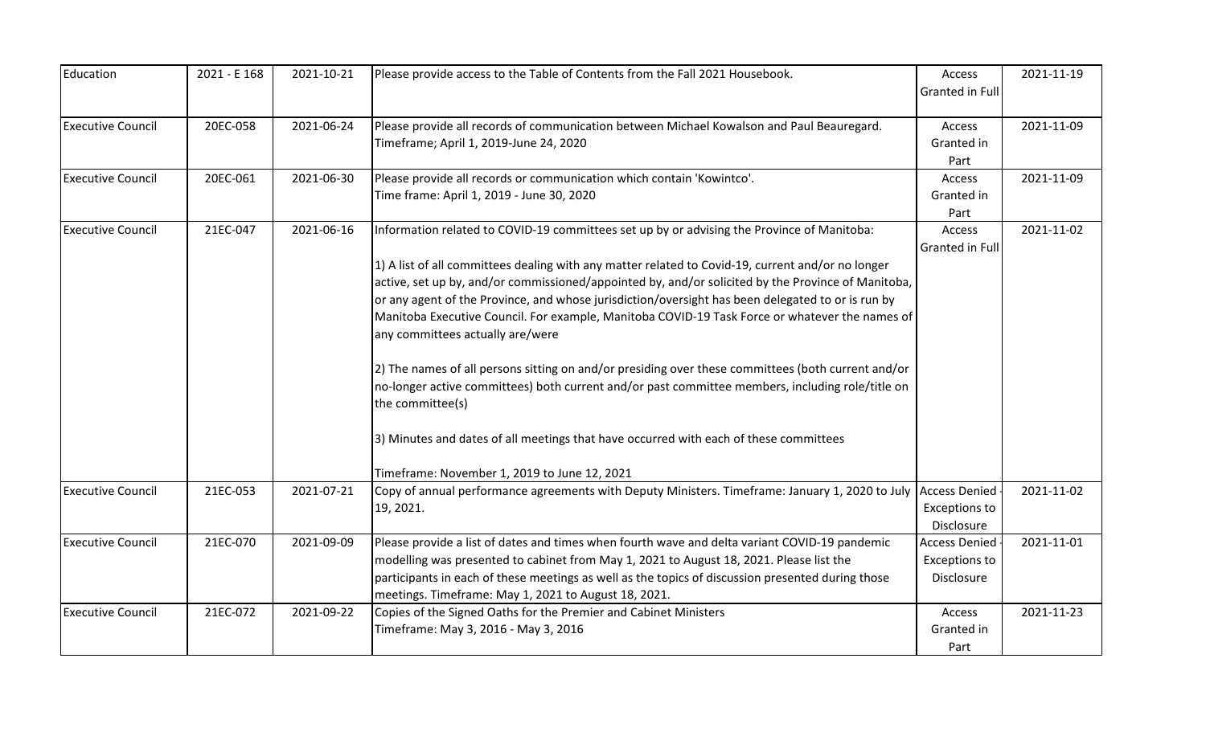| Education | 2021 - E 168 | 2021-10-21 | Please provide access to the Table of Contents from the Fall 2021 Housebook. | Access Granted in Full | 2021-11-19 |
|---|---|---|---|---|---|
| Executive Council | 20EC-058 | 2021-06-24 | Please provide all records of communication between Michael Kowalson and Paul Beauregard. Timeframe; April 1, 2019-June 24, 2020 | Access Granted in Part | 2021-11-09 |
| Executive Council | 20EC-061 | 2021-06-30 | Please provide all records or communication which contain 'Kowintco'. Time frame: April 1, 2019 - June 30, 2020 | Access Granted in Part | 2021-11-09 |
| Executive Council | 21EC-047 | 2021-06-16 | Information related to COVID-19 committees set up by or advising the Province of Manitoba:<br><br>1) A list of all committees dealing with any matter related to Covid-19, current and/or no longer active, set up by, and/or commissioned/appointed by, and/or solicited by the Province of Manitoba, or any agent of the Province, and whose jurisdiction/oversight has been delegated to or is run by Manitoba Executive Council. For example, Manitoba COVID-19 Task Force or whatever the names of any committees actually are/were<br><br>2) The names of all persons sitting on and/or presiding over these committees (both current and/or no-longer active committees) both current and/or past committee members, including role/title on the committee(s)<br><br>3) Minutes and dates of all meetings that have occurred with each of these committees<br><br>Timeframe: November 1, 2019 to June 12, 2021 | Access Granted in Full | 2021-11-02 |
| Executive Council | 21EC-053 | 2021-07-21 | Copy of annual performance agreements with Deputy Ministers. Timeframe: January 1, 2020 to July 19, 2021. | Access Denied - Exceptions to Disclosure | 2021-11-02 |
| Executive Council | 21EC-070 | 2021-09-09 | Please provide a list of dates and times when fourth wave and delta variant COVID-19 pandemic modelling was presented to cabinet from May 1, 2021 to August 18, 2021. Please list the participants in each of these meetings as well as the topics of discussion presented during those meetings. Timeframe: May 1, 2021 to August 18, 2021. | Access Denied - Exceptions to Disclosure | 2021-11-01 |
| Executive Council | 21EC-072 | 2021-09-22 | Copies of the Signed Oaths for the Premier and Cabinet Ministers Timeframe: May 3, 2016 - May 3, 2016 | Access Granted in Part | 2021-11-23 |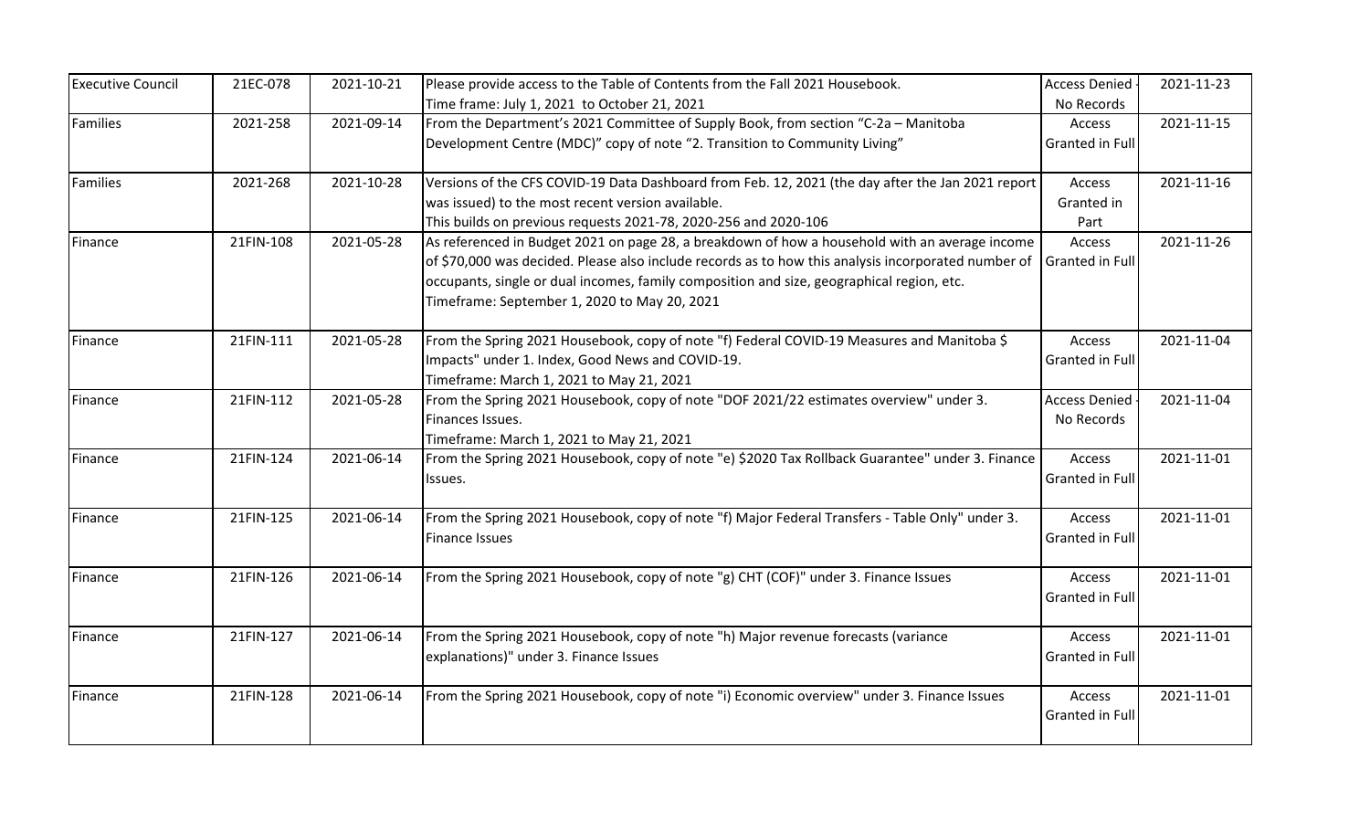| Executive Council | 21EC-078 | 2021-10-21 | Please provide access to the Table of Contents from the Fall 2021 Housebook.<br>Time frame: July 1, 2021 to October 21, 2021 | Access Denied - No Records | 2021-11-23 |
|---|---|---|---|---|---|
| Families | 2021-258 | 2021-09-14 | From the Department's 2021 Committee of Supply Book, from section "C-2a – Manitoba Development Centre (MDC)" copy of note "2. Transition to Community Living" | Access Granted in Full | 2021-11-15 |
| Families | 2021-268 | 2021-10-28 | Versions of the CFS COVID-19 Data Dashboard from Feb. 12, 2021 (the day after the Jan 2021 report was issued) to the most recent version available.<br>This builds on previous requests 2021-78, 2020-256 and 2020-106 | Access Granted in Part | 2021-11-16 |
| Finance | 21FIN-108 | 2021-05-28 | As referenced in Budget 2021 on page 28, a breakdown of how a household with an average income of $70,000 was decided. Please also include records as to how this analysis incorporated number of occupants, single or dual incomes, family composition and size, geographical region, etc.<br>Timeframe: September 1, 2020 to May 20, 2021 | Access Granted in Full | 2021-11-26 |
| Finance | 21FIN-111 | 2021-05-28 | From the Spring 2021 Housebook, copy of note "f) Federal COVID-19 Measures and Manitoba $ Impacts" under 1. Index, Good News and COVID-19.<br>Timeframe: March 1, 2021 to May 21, 2021 | Access Granted in Full | 2021-11-04 |
| Finance | 21FIN-112 | 2021-05-28 | From the Spring 2021 Housebook, copy of note "DOF 2021/22 estimates overview" under 3. Finances Issues.<br>Timeframe: March 1, 2021 to May 21, 2021 | Access Denied - No Records | 2021-11-04 |
| Finance | 21FIN-124 | 2021-06-14 | From the Spring 2021 Housebook, copy of note "e) $2020 Tax Rollback Guarantee" under 3. Finance Issues. | Access Granted in Full | 2021-11-01 |
| Finance | 21FIN-125 | 2021-06-14 | From the Spring 2021 Housebook, copy of note "f) Major Federal Transfers - Table Only" under 3. Finance Issues | Access Granted in Full | 2021-11-01 |
| Finance | 21FIN-126 | 2021-06-14 | From the Spring 2021 Housebook, copy of note "g) CHT (COF)" under 3. Finance Issues | Access Granted in Full | 2021-11-01 |
| Finance | 21FIN-127 | 2021-06-14 | From the Spring 2021 Housebook, copy of note "h) Major revenue forecasts (variance explanations)" under 3. Finance Issues | Access Granted in Full | 2021-11-01 |
| Finance | 21FIN-128 | 2021-06-14 | From the Spring 2021 Housebook, copy of note "i) Economic overview" under 3. Finance Issues | Access Granted in Full | 2021-11-01 |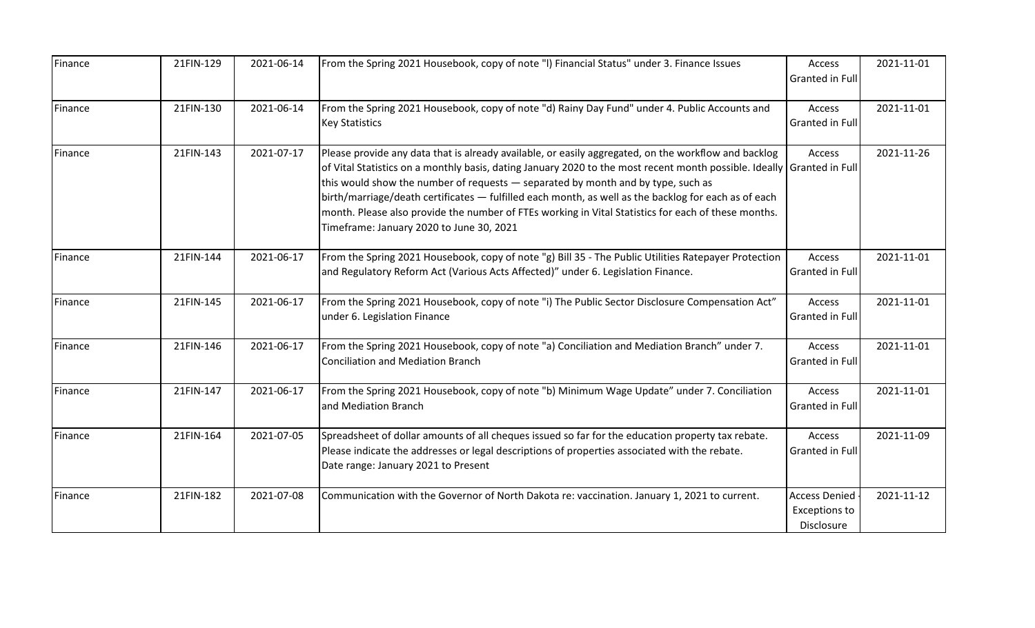| | | | | | |
|---|---|---|---|---|---|
| Finance | 21FIN-129 | 2021-06-14 | From the Spring 2021 Housebook, copy of note "l) Financial Status" under 3. Finance Issues | Access Granted in Full | 2021-11-01 |
| Finance | 21FIN-130 | 2021-06-14 | From the Spring 2021 Housebook, copy of note "d) Rainy Day Fund" under 4. Public Accounts and Key Statistics | Access Granted in Full | 2021-11-01 |
| Finance | 21FIN-143 | 2021-07-17 | Please provide any data that is already available, or easily aggregated, on the workflow and backlog of Vital Statistics on a monthly basis, dating January 2020 to the most recent month possible. Ideally this would show the number of requests — separated by month and by type, such as birth/marriage/death certificates — fulfilled each month, as well as the backlog for each as of each month. Please also provide the number of FTEs working in Vital Statistics for each of these months. Timeframe: January 2020 to June 30, 2021 | Access Granted in Full | 2021-11-26 |
| Finance | 21FIN-144 | 2021-06-17 | From the Spring 2021 Housebook, copy of note "g) Bill 35 - The Public Utilities Ratepayer Protection and Regulatory Reform Act (Various Acts Affected)" under 6. Legislation Finance. | Access Granted in Full | 2021-11-01 |
| Finance | 21FIN-145 | 2021-06-17 | From the Spring 2021 Housebook, copy of note "i) The Public Sector Disclosure Compensation Act" under 6. Legislation Finance | Access Granted in Full | 2021-11-01 |
| Finance | 21FIN-146 | 2021-06-17 | From the Spring 2021 Housebook, copy of note "a) Conciliation and Mediation Branch" under 7. Conciliation and Mediation Branch | Access Granted in Full | 2021-11-01 |
| Finance | 21FIN-147 | 2021-06-17 | From the Spring 2021 Housebook, copy of note "b) Minimum Wage Update" under 7. Conciliation and Mediation Branch | Access Granted in Full | 2021-11-01 |
| Finance | 21FIN-164 | 2021-07-05 | Spreadsheet of dollar amounts of all cheques issued so far for the education property tax rebate. Please indicate the addresses or legal descriptions of properties associated with the rebate. Date range: January 2021 to Present | Access Granted in Full | 2021-11-09 |
| Finance | 21FIN-182 | 2021-07-08 | Communication with the Governor of North Dakota re: vaccination. January 1, 2021 to current. | Access Denied - Exceptions to Disclosure | 2021-11-12 |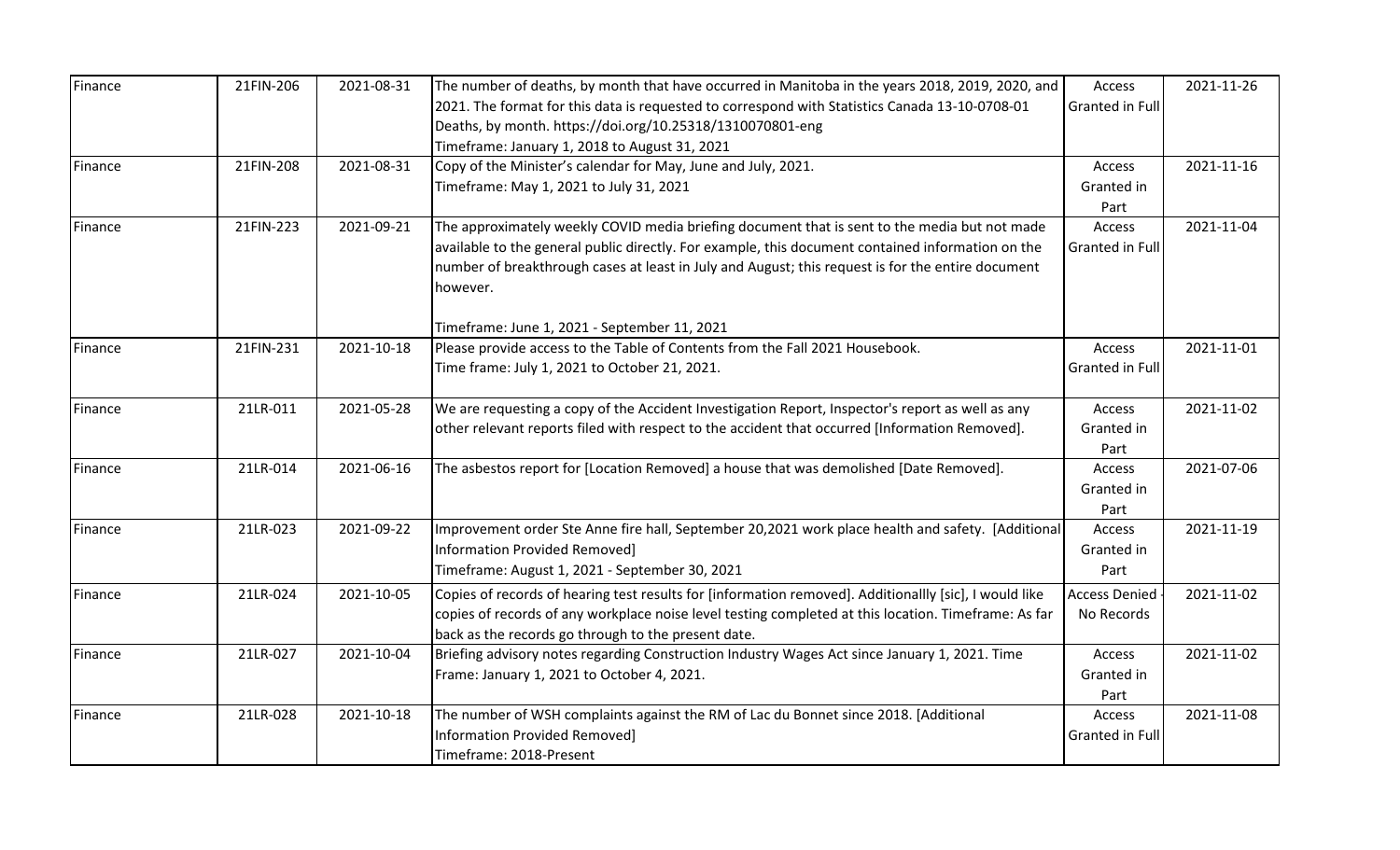| Finance | 21FIN-206 | 2021-08-31 | The number of deaths, by month that have occurred in Manitoba in the years 2018, 2019, 2020, and 2021. The format for this data is requested to correspond with Statistics Canada 13-10-0708-01 Deaths, by month. https://doi.org/10.25318/1310070801-eng<br>Timeframe: January 1, 2018 to August 31, 2021 | Access Granted in Full | 2021-11-26 |
|---|---|---|---|---|---|
| Finance | 21FIN-208 | 2021-08-31 | Copy of the Minister's calendar for May, June and July, 2021.<br>Timeframe: May 1, 2021 to July 31, 2021 | Access Granted in Part | 2021-11-16 |
| Finance | 21FIN-223 | 2021-09-21 | The approximately weekly COVID media briefing document that is sent to the media but not made available to the general public directly. For example, this document contained information on the number of breakthrough cases at least in July and August; this request is for the entire document however.<br><br>Timeframe: June 1, 2021 - September 11, 2021 | Access Granted in Full | 2021-11-04 |
| Finance | 21FIN-231 | 2021-10-18 | Please provide access to the Table of Contents from the Fall 2021 Housebook.<br>Time frame: July 1, 2021 to October 21, 2021. | Access Granted in Full | 2021-11-01 |
| Finance | 21LR-011 | 2021-05-28 | We are requesting a copy of the Accident Investigation Report, Inspector's report as well as any other relevant reports filed with respect to the accident that occurred [Information Removed]. | Access Granted in Part | 2021-11-02 |
| Finance | 21LR-014 | 2021-06-16 | The asbestos report for [Location Removed] a house that was demolished [Date Removed]. | Access Granted in Part | 2021-07-06 |
| Finance | 21LR-023 | 2021-09-22 | Improvement order Ste Anne fire hall, September 20,2021 work place health and safety. [Additional Information Provided Removed]<br>Timeframe: August 1, 2021 - September 30, 2021 | Access Granted in Part | 2021-11-19 |
| Finance | 21LR-024 | 2021-10-05 | Copies of records of hearing test results for [information removed]. Additionallly [sic], I would like copies of records of any workplace noise level testing completed at this location. Timeframe: As far back as the records go through to the present date. | Access Denied - No Records | 2021-11-02 |
| Finance | 21LR-027 | 2021-10-04 | Briefing advisory notes regarding Construction Industry Wages Act since January 1, 2021. Time Frame: January 1, 2021 to October 4, 2021. | Access Granted in Part | 2021-11-02 |
| Finance | 21LR-028 | 2021-10-18 | The number of WSH complaints against the RM of Lac du Bonnet since 2018. [Additional Information Provided Removed]<br>Timeframe: 2018-Present | Access Granted in Full | 2021-11-08 |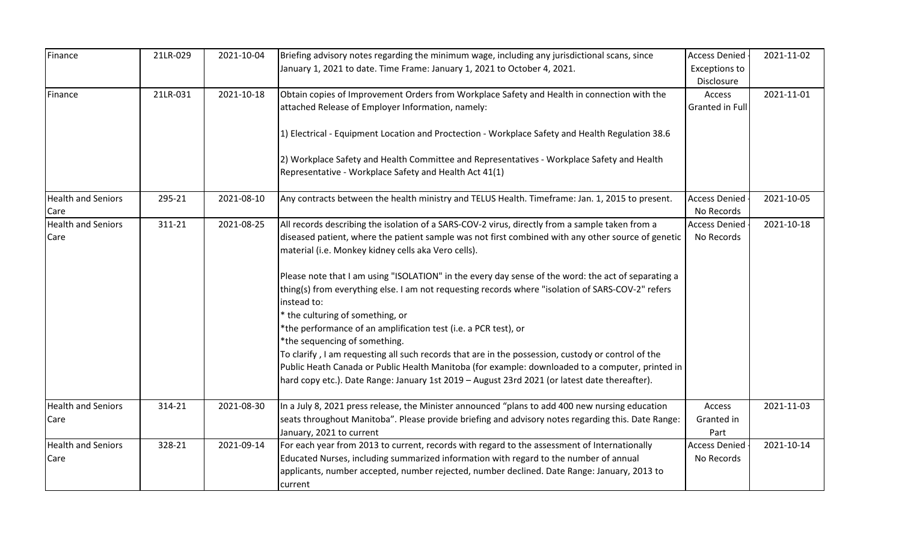| Finance | 21LR-029 | 2021-10-04 | Briefing advisory notes regarding the minimum wage, including any jurisdictional scans, since January 1, 2021 to date. Time Frame: January 1, 2021 to October 4, 2021. | Access Denied - Exceptions to Disclosure | 2021-11-02 |
|---|---|---|---|---|---|
| Finance | 21LR-031 | 2021-10-18 | Obtain copies of Improvement Orders from Workplace Safety and Health in connection with the attached Release of Employer Information, namely:<br><br>1) Electrical - Equipment Location and Proctection - Workplace Safety and Health Regulation 38.6<br><br>2) Workplace Safety and Health Committee and Representatives - Workplace Safety and Health Representative - Workplace Safety and Health Act 41(1) | Access Granted in Full | 2021-11-01 |
| Health and Seniors Care | 295-21 | 2021-08-10 | Any contracts between the health ministry and TELUS Health. Timeframe: Jan. 1, 2015 to present. | Access Denied - No Records | 2021-10-05 |
| Health and Seniors Care | 311-21 | 2021-08-25 | All records describing the isolation of a SARS-COV-2 virus, directly from a sample taken from a diseased patient, where the patient sample was not first combined with any other source of genetic material (i.e. Monkey kidney cells aka Vero cells).<br><br>Please note that I am using "ISOLATION" in the every day sense of the word: the act of separating a thing(s) from everything else. I am not requesting records where "isolation of SARS-COV-2" refers instead to:<br>* the culturing of something, or<br>*the performance of an amplification test (i.e. a PCR test), or<br>*the sequencing of something.<br>To clarify , I am requesting all such records that are in the possession, custody or control of the Public Heath Canada or Public Health Manitoba (for example: downloaded to a computer, printed in hard copy etc.). Date Range: January 1st 2019 – August 23rd 2021 (or latest date thereafter). | Access Denied - No Records | 2021-10-18 |
| Health and Seniors Care | 314-21 | 2021-08-30 | In a July 8, 2021 press release, the Minister announced "plans to add 400 new nursing education seats throughout Manitoba". Please provide briefing and advisory notes regarding this. Date Range: January, 2021 to current | Access Granted in Part | 2021-11-03 |
| Health and Seniors Care | 328-21 | 2021-09-14 | For each year from 2013 to current, records with regard to the assessment of Internationally Educated Nurses, including summarized information with regard to the number of annual applicants, number accepted, number rejected, number declined. Date Range: January, 2013 to current | Access Denied - No Records | 2021-10-14 |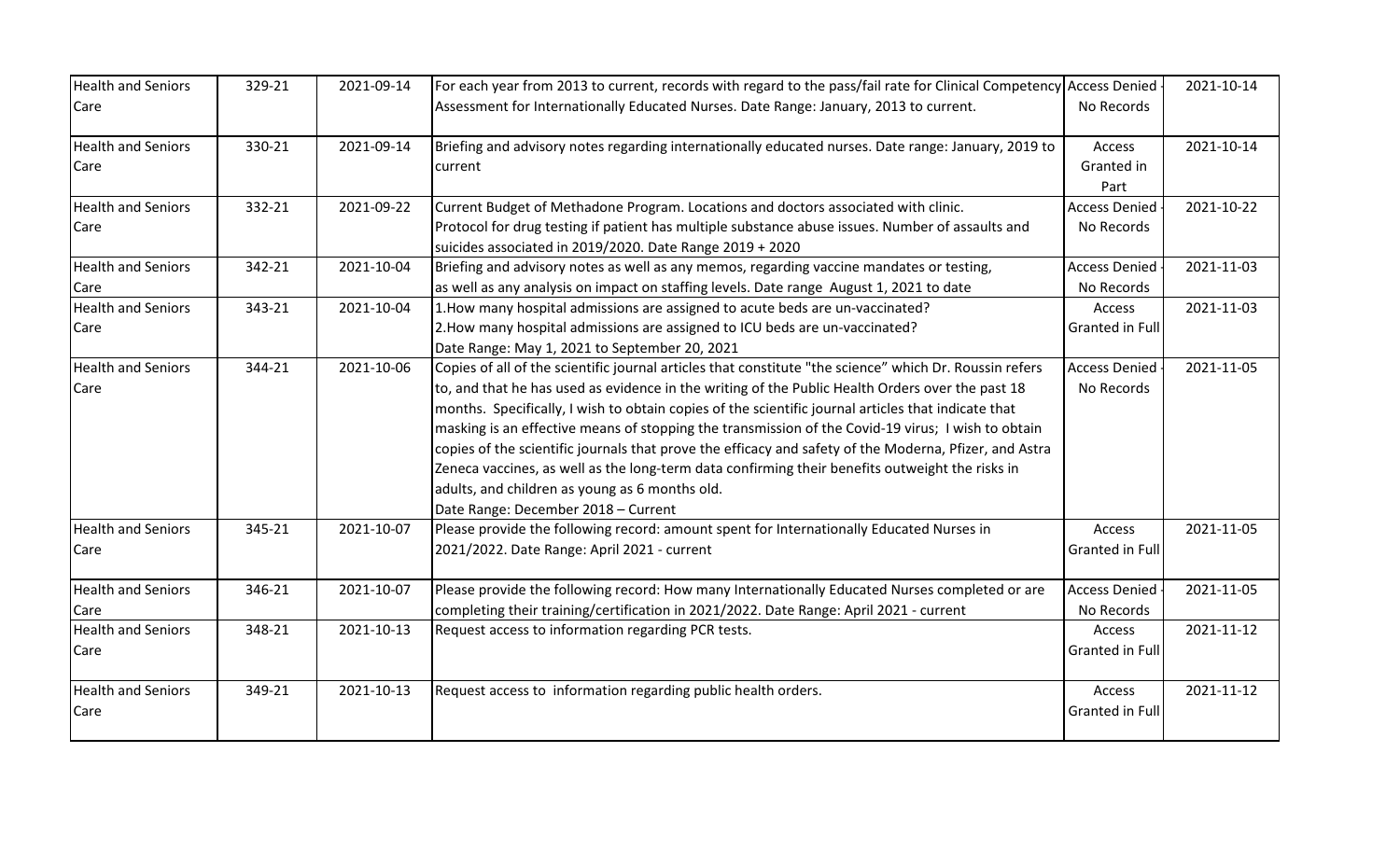| Health and Seniors Care | 329-21 | 2021-09-14 | For each year from 2013 to current, records with regard to the pass/fail rate for Clinical Competency Assessment for Internationally Educated Nurses. Date Range: January, 2013 to current. | Access Denied - No Records | 2021-10-14 |
|---|---|---|---|---|---|
| Health and Seniors Care | 330-21 | 2021-09-14 | Briefing and advisory notes regarding internationally educated nurses. Date range: January, 2019 to current | Access Granted in Part | 2021-10-14 |
| Health and Seniors Care | 332-21 | 2021-09-22 | Current Budget of Methadone Program. Locations and doctors associated with clinic. Protocol for drug testing if patient has multiple substance abuse issues. Number of assaults and suicides associated in 2019/2020. Date Range 2019 + 2020 | Access Denied - No Records | 2021-10-22 |
| Health and Seniors Care | 342-21 | 2021-10-04 | Briefing and advisory notes as well as any memos, regarding vaccine mandates or testing, as well as any analysis on impact on staffing levels. Date range August 1, 2021 to date | Access Denied - No Records | 2021-11-03 |
| Health and Seniors Care | 343-21 | 2021-10-04 | 1.How many hospital admissions are assigned to acute beds are un-vaccinated? 2.How many hospital admissions are assigned to ICU beds are un-vaccinated? Date Range: May 1, 2021 to September 20, 2021 | Access Granted in Full | 2021-11-03 |
| Health and Seniors Care | 344-21 | 2021-10-06 | Copies of all of the scientific journal articles that constitute "the science" which Dr. Roussin refers to, and that he has used as evidence in the writing of the Public Health Orders over the past 18 months. Specifically, I wish to obtain copies of the scientific journal articles that indicate that masking is an effective means of stopping the transmission of the Covid-19 virus; I wish to obtain copies of the scientific journals that prove the efficacy and safety of the Moderna, Pfizer, and Astra Zeneca vaccines, as well as the long-term data confirming their benefits outweight the risks in adults, and children as young as 6 months old. Date Range: December 2018 – Current | Access Denied - No Records | 2021-11-05 |
| Health and Seniors Care | 345-21 | 2021-10-07 | Please provide the following record: amount spent for Internationally Educated Nurses in 2021/2022. Date Range: April 2021 - current | Access Granted in Full | 2021-11-05 |
| Health and Seniors Care | 346-21 | 2021-10-07 | Please provide the following record: How many Internationally Educated Nurses completed or are completing their training/certification in 2021/2022. Date Range: April 2021 - current | Access Denied - No Records | 2021-11-05 |
| Health and Seniors Care | 348-21 | 2021-10-13 | Request access to information regarding PCR tests. | Access Granted in Full | 2021-11-12 |
| Health and Seniors Care | 349-21 | 2021-10-13 | Request access to information regarding public health orders. | Access Granted in Full | 2021-11-12 |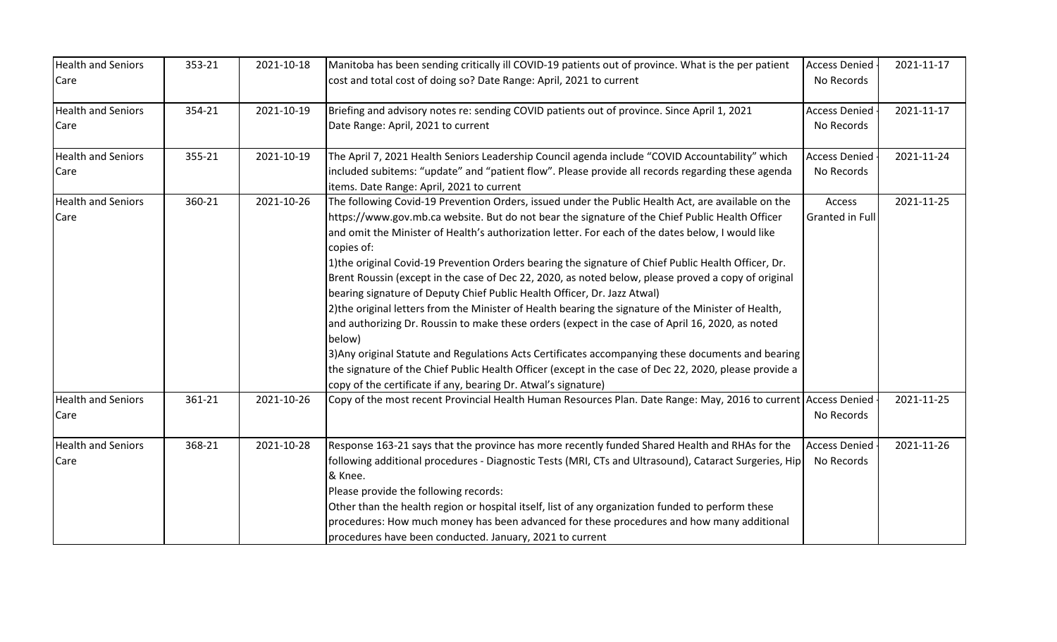| | | | | | |
|---|---|---|---|---|---|
| Health and Seniors Care | 353-21 | 2021-10-18 | Manitoba has been sending critically ill COVID-19 patients out of province. What is the per patient cost and total cost of doing so? Date Range: April, 2021 to current | Access Denied - No Records | 2021-11-17 |
| Health and Seniors Care | 354-21 | 2021-10-19 | Briefing and advisory notes re: sending COVID patients out of province. Since April 1, 2021 Date Range: April, 2021 to current | Access Denied - No Records | 2021-11-17 |
| Health and Seniors Care | 355-21 | 2021-10-19 | The April 7, 2021 Health Seniors Leadership Council agenda include "COVID Accountability" which included subitems: "update" and "patient flow". Please provide all records regarding these agenda items. Date Range: April, 2021 to current | Access Denied - No Records | 2021-11-24 |
| Health and Seniors Care | 360-21 | 2021-10-26 | The following Covid-19 Prevention Orders, issued under the Public Health Act, are available on the https://www.gov.mb.ca website. But do not bear the signature of the Chief Public Health Officer and omit the Minister of Health's authorization letter. For each of the dates below, I would like copies of:<br>1)the original Covid-19 Prevention Orders bearing the signature of Chief Public Health Officer, Dr. Brent Roussin (except in the case of Dec 22, 2020, as noted below, please proved a copy of original bearing signature of Deputy Chief Public Health Officer, Dr. Jazz Atwal)<br>2)the original letters from the Minister of Health bearing the signature of the Minister of Health, and authorizing Dr. Roussin to make these orders (expect in the case of April 16, 2020, as noted below)<br>3)Any original Statute and Regulations Acts Certificates accompanying these documents and bearing the signature of the Chief Public Health Officer (except in the case of Dec 22, 2020, please provide a copy of the certificate if any, bearing Dr. Atwal's signature) | Access Granted in Full | 2021-11-25 |
| Health and Seniors Care | 361-21 | 2021-10-26 | Copy of the most recent Provincial Health Human Resources Plan. Date Range: May, 2016 to current | Access Denied - No Records | 2021-11-25 |
| Health and Seniors Care | 368-21 | 2021-10-28 | Response 163-21 says that the province has more recently funded Shared Health and RHAs for the following additional procedures - Diagnostic Tests (MRI, CTs and Ultrasound), Cataract Surgeries, Hip & Knee.<br>Please provide the following records:<br>Other than the health region or hospital itself, list of any organization funded to perform these procedures: How much money has been advanced for these procedures and how many additional procedures have been conducted. January, 2021 to current | Access Denied - No Records | 2021-11-26 |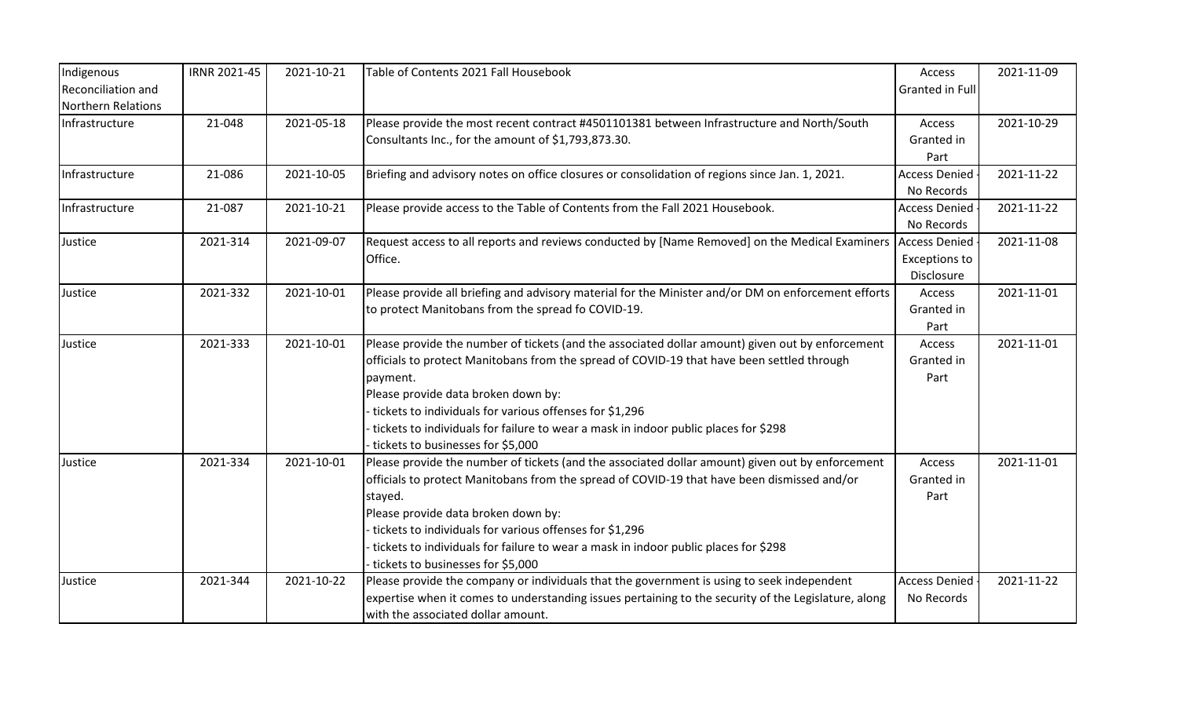| | | | | | |
|---|---|---|---|---|---|
| Indigenous Reconciliation and Northern Relations | IRNR 2021-45 | 2021-10-21 | Table of Contents 2021 Fall Housebook | Access Granted in Full | 2021-11-09 |
| Infrastructure | 21-048 | 2021-05-18 | Please provide the most recent contract #4501101381 between Infrastructure and North/South Consultants Inc., for the amount of $1,793,873.30. | Access Granted in Part | 2021-10-29 |
| Infrastructure | 21-086 | 2021-10-05 | Briefing and advisory notes on office closures or consolidation of regions since Jan. 1, 2021. | Access Denied - No Records | 2021-11-22 |
| Infrastructure | 21-087 | 2021-10-21 | Please provide access to the Table of Contents from the Fall 2021 Housebook. | Access Denied - No Records | 2021-11-22 |
| Justice | 2021-314 | 2021-09-07 | Request access to all reports and reviews conducted by [Name Removed] on the Medical Examiners Office. | Access Denied - Exceptions to Disclosure | 2021-11-08 |
| Justice | 2021-332 | 2021-10-01 | Please provide all briefing and advisory material for the Minister and/or DM on enforcement efforts to protect Manitobans from the spread fo COVID-19. | Access Granted in Part | 2021-11-01 |
| Justice | 2021-333 | 2021-10-01 | Please provide the number of tickets (and the associated dollar amount) given out by enforcement officials to protect Manitobans from the spread of COVID-19 that have been settled through payment.<br>Please provide data broken down by:<br>- tickets to individuals for various offenses for $1,296<br>- tickets to individuals for failure to wear a mask in indoor public places for $298<br>- tickets to businesses for $5,000 | Access Granted in Part | 2021-11-01 |
| Justice | 2021-334 | 2021-10-01 | Please provide the number of tickets (and the associated dollar amount) given out by enforcement officials to protect Manitobans from the spread of COVID-19 that have been dismissed and/or stayed.<br>Please provide data broken down by:<br>- tickets to individuals for various offenses for $1,296<br>- tickets to individuals for failure to wear a mask in indoor public places for $298<br>- tickets to businesses for $5,000 | Access Granted in Part | 2021-11-01 |
| Justice | 2021-344 | 2021-10-22 | Please provide the company or individuals that the government is using to seek independent expertise when it comes to understanding issues pertaining to the security of the Legislature, along with the associated dollar amount. | Access Denied - No Records | 2021-11-22 |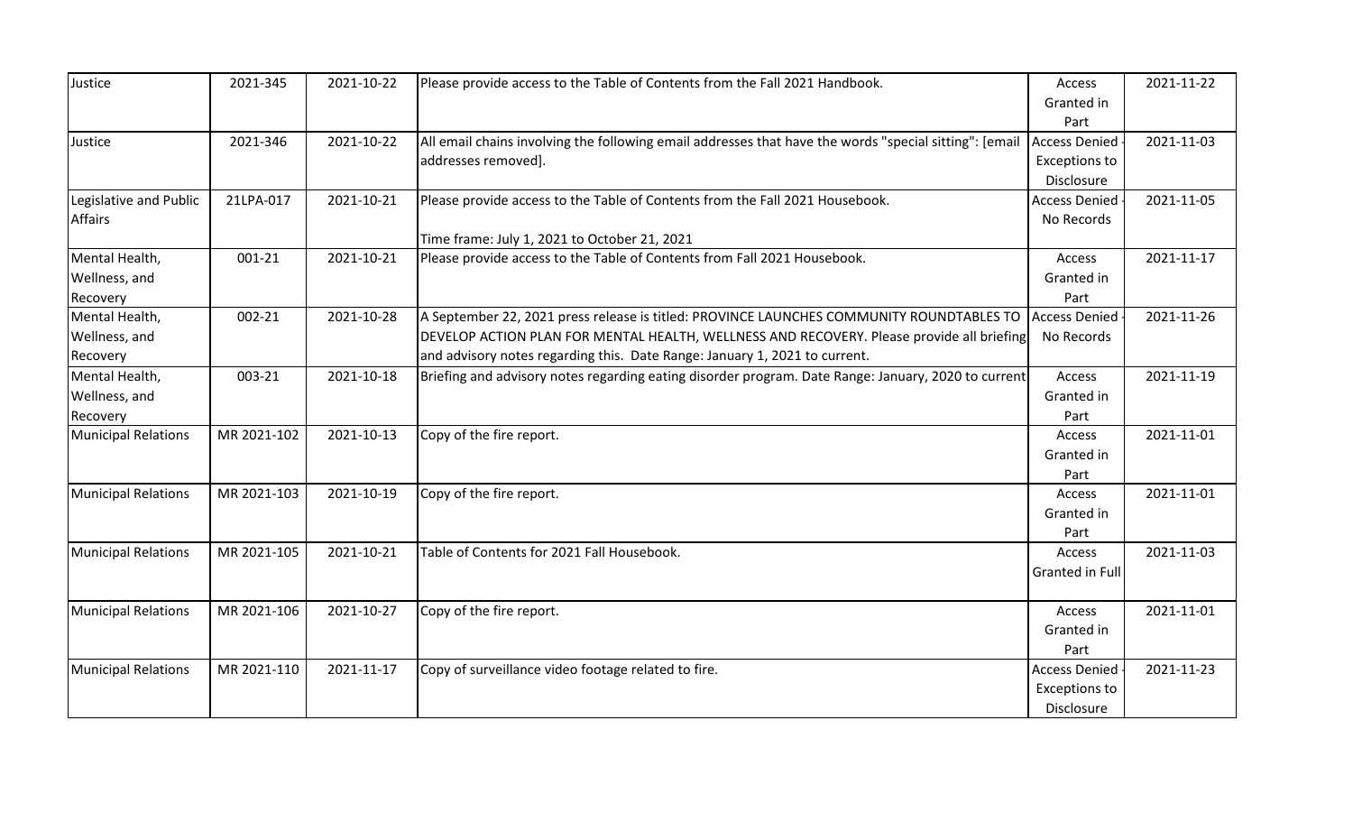| Justice | 2021-345 | 2021-10-22 | Please provide access to the Table of Contents from the Fall 2021 Handbook. | Access Granted in Part | 2021-11-22 |
|---|---|---|---|---|---|
| Justice | 2021-346 | 2021-10-22 | All email chains involving the following email addresses that have the words "special sitting": [email addresses removed]. | Access Denied - Exceptions to Disclosure | 2021-11-03 |
| Legislative and Public Affairs | 21LPA-017 | 2021-10-21 | Please provide access to the Table of Contents from the Fall 2021 Housebook.<br><br>Time frame: July 1, 2021 to October 21, 2021 | Access Denied - No Records | 2021-11-05 |
| Mental Health, Wellness, and Recovery | 001-21 | 2021-10-21 | Please provide access to the Table of Contents from Fall 2021 Housebook. | Access Granted in Part | 2021-11-17 |
| Mental Health, Wellness, and Recovery | 002-21 | 2021-10-28 | A September 22, 2021 press release is titled: PROVINCE LAUNCHES COMMUNITY ROUNDTABLES TO DEVELOP ACTION PLAN FOR MENTAL HEALTH, WELLNESS AND RECOVERY. Please provide all briefing and advisory notes regarding this. Date Range: January 1, 2021 to current. | Access Denied - No Records | 2021-11-26 |
| Mental Health, Wellness, and Recovery | 003-21 | 2021-10-18 | Briefing and advisory notes regarding eating disorder program. Date Range: January, 2020 to current | Access Granted in Part | 2021-11-19 |
| Municipal Relations | MR 2021-102 | 2021-10-13 | Copy of the fire report. | Access Granted in Part | 2021-11-01 |
| Municipal Relations | MR 2021-103 | 2021-10-19 | Copy of the fire report. | Access Granted in Part | 2021-11-01 |
| Municipal Relations | MR 2021-105 | 2021-10-21 | Table of Contents for 2021 Fall Housebook. | Access Granted in Full | 2021-11-03 |
| Municipal Relations | MR 2021-106 | 2021-10-27 | Copy of the fire report. | Access Granted in Part | 2021-11-01 |
| Municipal Relations | MR 2021-110 | 2021-11-17 | Copy of surveillance video footage related to fire. | Access Denied - Exceptions to Disclosure | 2021-11-23 |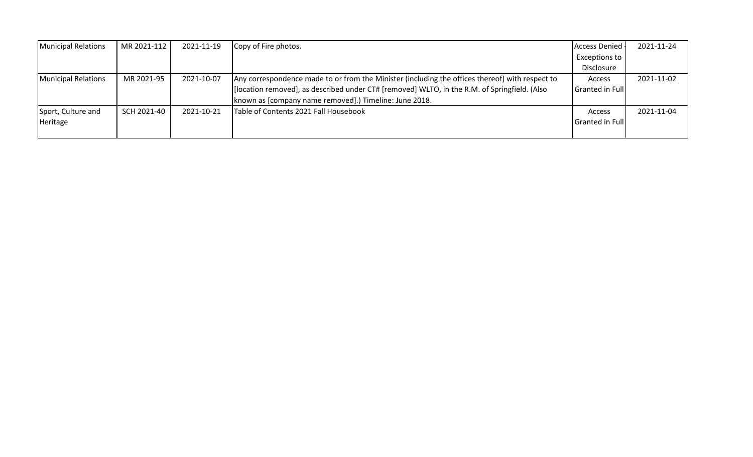| | | | | | |
|---|---|---|---|---|---|
| Municipal Relations | MR 2021-112 | 2021-11-19 | Copy of Fire photos. | Access Denied - Exceptions to Disclosure | 2021-11-24 |
| Municipal Relations | MR 2021-95 | 2021-10-07 | Any correspondence made to or from the Minister (including the offices thereof) with respect to [location removed], as described under CT# [removed] WLTO, in the R.M. of Springfield. (Also known as [company name removed].) Timeline: June 2018. | Access Granted in Full | 2021-11-02 |
| Sport, Culture and Heritage | SCH 2021-40 | 2021-10-21 | Table of Contents 2021 Fall Housebook | Access Granted in Full | 2021-11-04 |